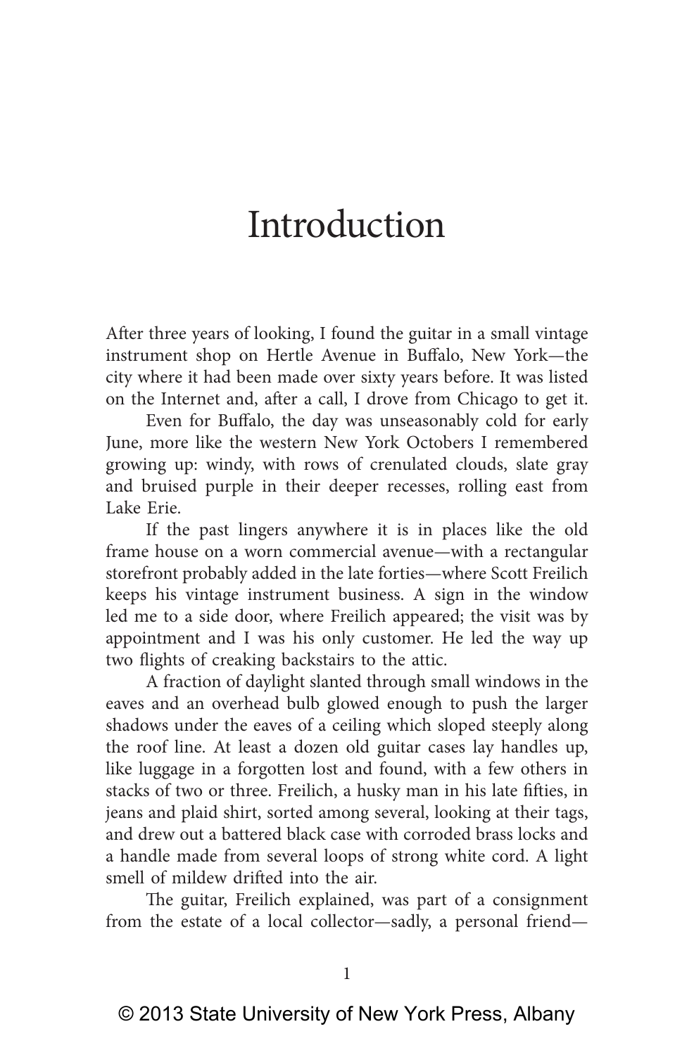# Introduction

After three years of looking, I found the guitar in a small vintage instrument shop on Hertle Avenue in Buffalo, New York—the city where it had been made over sixty years before. It was listed on the Internet and, after a call, I drove from Chicago to get it.

Even for Buffalo, the day was unseasonably cold for early June, more like the western New York Octobers I remembered growing up: windy, with rows of crenulated clouds, slate gray and bruised purple in their deeper recesses, rolling east from Lake Erie.

If the past lingers anywhere it is in places like the old frame house on a worn commercial avenue—with a rectangular storefront probably added in the late forties—where Scott Freilich keeps his vintage instrument business. A sign in the window led me to a side door, where Freilich appeared; the visit was by appointment and I was his only customer. He led the way up two flights of creaking backstairs to the attic.

A fraction of daylight slanted through small windows in the eaves and an overhead bulb glowed enough to push the larger shadows under the eaves of a ceiling which sloped steeply along the roof line. At least a dozen old guitar cases lay handles up, like luggage in a forgotten lost and found, with a few others in stacks of two or three. Freilich, a husky man in his late fifties, in jeans and plaid shirt, sorted among several, looking at their tags, and drew out a battered black case with corroded brass locks and a handle made from several loops of strong white cord. A light smell of mildew drifted into the air.

The guitar, Freilich explained, was part of a consignment from the estate of a local collector—sadly, a personal friend—

© 2013 State University of New York Press, Albany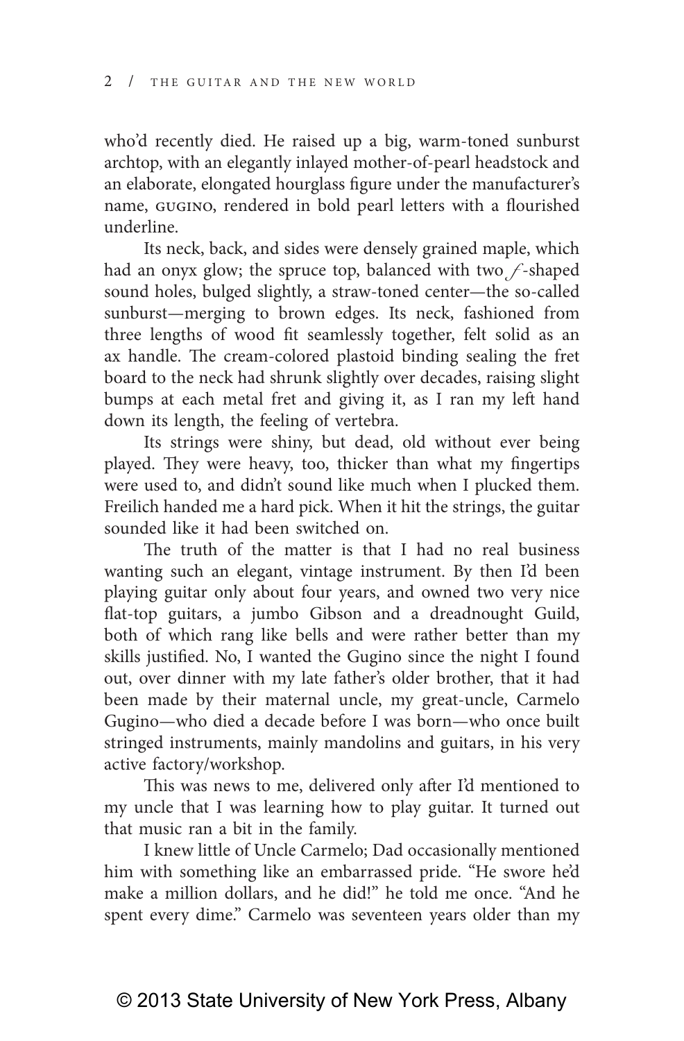who'd recently died. He raised up a big, warm-toned sunburst archtop, with an elegantly inlayed mother-of-pearl headstock and an elaborate, elongated hourglass figure under the manufacturer's name, GUGINO, rendered in bold pearl letters with a flourished underline.

Its neck, back, and sides were densely grained maple, which had an onyx glow; the spruce top, balanced with two *f*-shaped sound holes, bulged slightly, a straw-toned center—the so-called sunburst—merging to brown edges. Its neck, fashioned from three lengths of wood fit seamlessly together, felt solid as an ax handle. The cream-colored plastoid binding sealing the fret board to the neck had shrunk slightly over decades, raising slight bumps at each metal fret and giving it, as I ran my left hand down its length, the feeling of vertebra.

Its strings were shiny, but dead, old without ever being played. They were heavy, too, thicker than what my fingertips were used to, and didn't sound like much when I plucked them. Freilich handed me a hard pick. When it hit the strings, the guitar sounded like it had been switched on.

The truth of the matter is that I had no real business wanting such an elegant, vintage instrument. By then I'd been playing guitar only about four years, and owned two very nice flat-top guitars, a jumbo Gibson and a dreadnought Guild, both of which rang like bells and were rather better than my skills justified. No, I wanted the Gugino since the night I found out, over dinner with my late father's older brother, that it had been made by their maternal uncle, my great-uncle, Carmelo Gugino—who died a decade before I was born—who once built stringed instruments, mainly mandolins and guitars, in his very active factory/workshop.

This was news to me, delivered only after I'd mentioned to my uncle that I was learning how to play guitar. It turned out that music ran a bit in the family.

I knew little of Uncle Carmelo; Dad occasionally mentioned him with something like an embarrassed pride. "He swore he'd make a million dollars, and he did!" he told me once. "And he spent every dime." Carmelo was seventeen years older than my

© 2013 State University of New York Press, Albany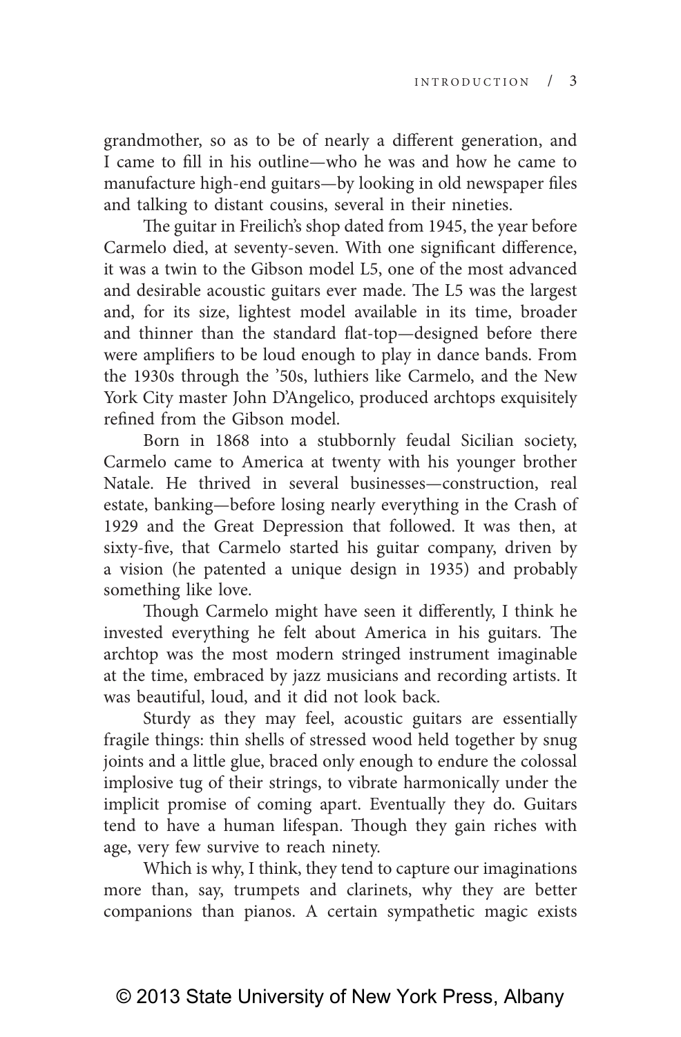grandmother, so as to be of nearly a different generation, and I came to fill in his outline—who he was and how he came to manufacture high-end guitars—by looking in old newspaper files and talking to distant cousins, several in their nineties.

The guitar in Freilich's shop dated from 1945, the year before Carmelo died, at seventy-seven. With one significant difference, it was a twin to the Gibson model L5, one of the most advanced and desirable acoustic guitars ever made. The L5 was the largest and, for its size, lightest model available in its time, broader and thinner than the standard flat-top—designed before there were amplifiers to be loud enough to play in dance bands. From the 1930s through the '50s, luthiers like Carmelo, and the New York City master John D'Angelico, produced archtops exquisitely refined from the Gibson model.

Born in 1868 into a stubbornly feudal Sicilian society, Carmelo came to America at twenty with his younger brother Natale. He thrived in several businesses—construction, real estate, banking—before losing nearly everything in the Crash of 1929 and the Great Depression that followed. It was then, at sixty-five, that Carmelo started his guitar company, driven by a vision (he patented a unique design in 1935) and probably something like love.

Though Carmelo might have seen it differently, I think he invested everything he felt about America in his guitars. The archtop was the most modern stringed instrument imaginable at the time, embraced by jazz musicians and recording artists. It was beautiful, loud, and it did not look back.

Sturdy as they may feel, acoustic guitars are essentially fragile things: thin shells of stressed wood held together by snug joints and a little glue, braced only enough to endure the colossal implosive tug of their strings, to vibrate harmonically under the implicit promise of coming apart. Eventually they do. Guitars tend to have a human lifespan. Though they gain riches with age, very few survive to reach ninety.

Which is why, I think, they tend to capture our imaginations more than, say, trumpets and clarinets, why they are better companions than pianos. A certain sympathetic magic exists

© 2013 State University of New York Press, Albany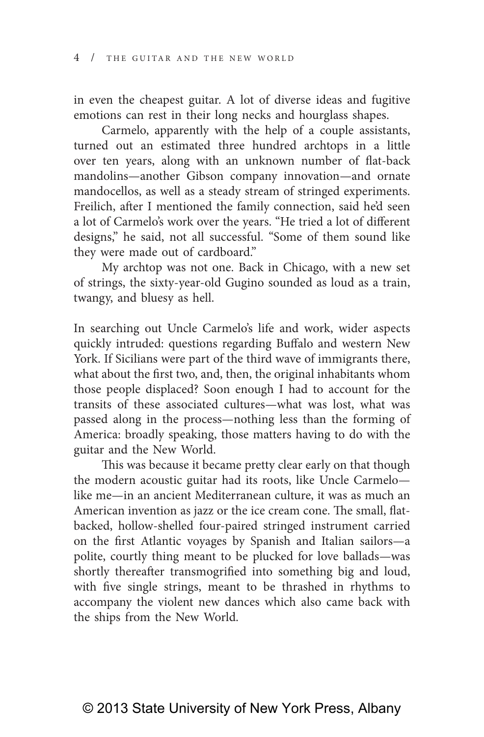in even the cheapest guitar. A lot of diverse ideas and fugitive emotions can rest in their long necks and hourglass shapes.

Carmelo, apparently with the help of a couple assistants, turned out an estimated three hundred archtops in a little over ten years, along with an unknown number of flat-back mandolins—another Gibson company innovation—and ornate mandocellos, as well as a steady stream of stringed experiments. Freilich, after I mentioned the family connection, said he'd seen a lot of Carmelo's work over the years. "He tried a lot of different designs," he said, not all successful. "Some of them sound like they were made out of cardboard."

My archtop was not one. Back in Chicago, with a new set of strings, the sixty-year-old Gugino sounded as loud as a train, twangy, and bluesy as hell.

In searching out Uncle Carmelo's life and work, wider aspects quickly intruded: questions regarding Buffalo and western New York. If Sicilians were part of the third wave of immigrants there, what about the first two, and, then, the original inhabitants whom those people displaced? Soon enough I had to account for the transits of these associated cultures—what was lost, what was passed along in the process—nothing less than the forming of America: broadly speaking, those matters having to do with the guitar and the New World.

This was because it became pretty clear early on that though the modern acoustic guitar had its roots, like Uncle Carmelo—like me—in an ancient Mediterranean culture, it was as much an American invention as jazz or the ice cream cone. The small, flat-backed, hollow-shelled four-paired stringed instrument carried on the first Atlantic voyages by Spanish and Italian sailors—a polite, courtly thing meant to be plucked for love ballads—was shortly thereafter transmogrified into something big and loud, with five single strings, meant to be thrashed in rhythms to accompany the violent new dances which also came back with the ships from the New World.

© 2013 State University of New York Press, Albany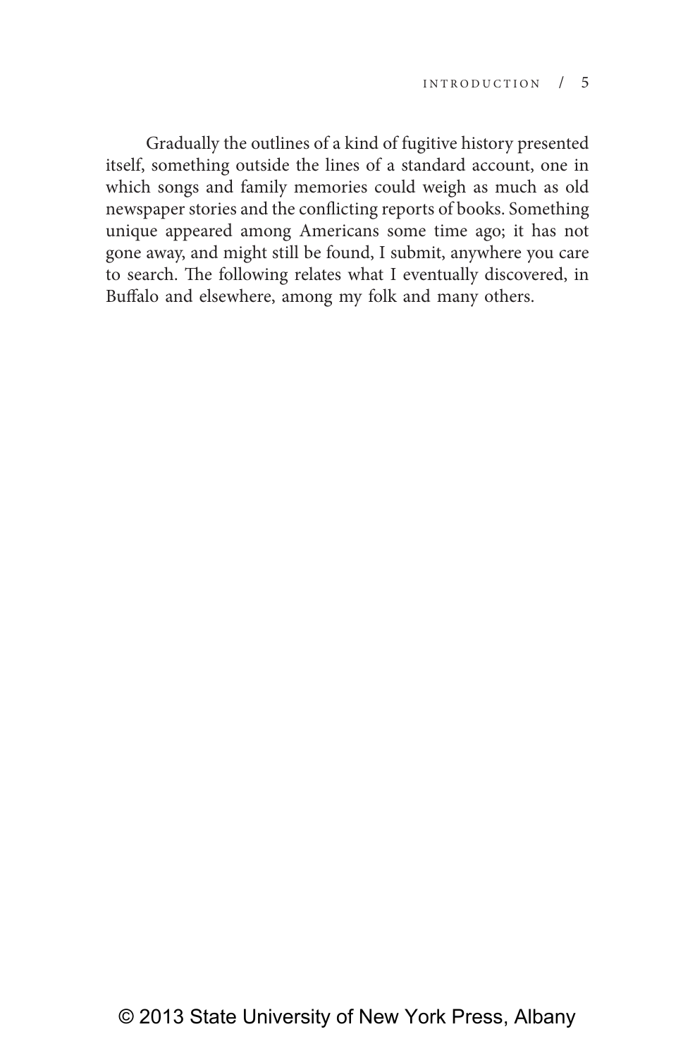Gradually the outlines of a kind of fugitive history presented itself, something outside the lines of a standard account, one in which songs and family memories could weigh as much as old newspaper stories and the conflicting reports of books. Something unique appeared among Americans some time ago; it has not gone away, and might still be found, I submit, anywhere you care to search. The following relates what I eventually discovered, in Buffalo and elsewhere, among my folk and many others.

© 2013 State University of New York Press, Albany